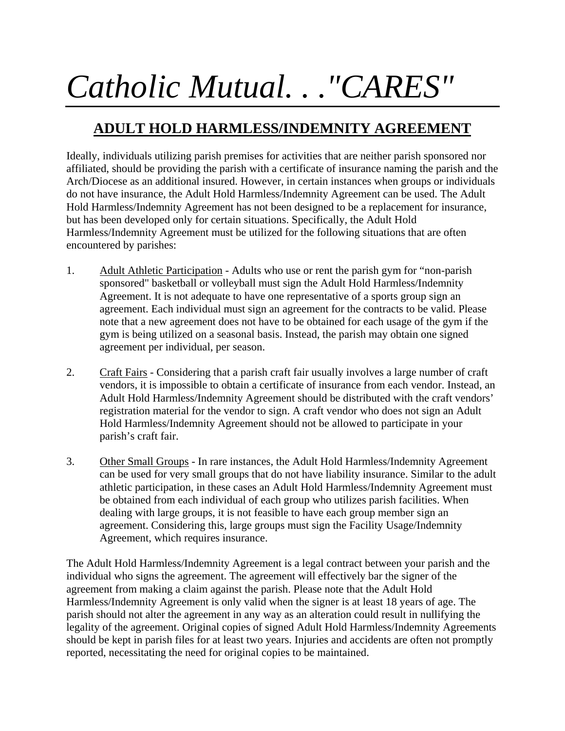# *Catholic Mutual. . ."CARES"*

## ADULT HOLD HARMLESS/INDEMNITY AGREEMENT

Ideally, individuals utilizing parish premises for activities that are neither parish sponsored nor affiliated, should be providing the parish with a certificate of insurance naming the parish and the Arch/Diocese as an additional insured. However, in certain instances when groups or individuals do not have insurance, the Adult Hold Harmless/Indemnity Agreement can be used. The Adult Hold Harmless/Indemnity Agreement has not been designed to be a replacement for insurance, but has been developed only for certain situations. Specifically, the Adult Hold Harmless/Indemnity Agreement must be utilized for the following situations that are often encountered by parishes:

1. <u>Adult Athletic Participation</u> - Adults who use or rent the parish gym for "non-parish sponsored" basketball or volleyball must sign the Adult Hold Harmless/Indemnity Agreement. It is not adequate to have one representative of a sports group sign an agreement. Each individual must sign an agreement for the contracts to be valid. Please note that a new agreement does not have to be obtained for each usage of the gym if the gym is being utilized on a seasonal basis. Instead, the parish may obtain one signed agreement per individual, per season.

2. <u>Craft Fairs</u> - Considering that a parish craft fair usually involves a large number of craft vendors, it is impossible to obtain a certificate of insurance from each vendor. Instead, an Adult Hold Harmless/Indemnity Agreement should be distributed with the craft vendors' registration material for the vendor to sign. A craft vendor who does not sign an Adult Hold Harmless/Indemnity Agreement should not be allowed to participate in your parish's craft fair.

3. <u>Other Small Groups</u> - In rare instances, the Adult Hold Harmless/Indemnity Agreement can be used for very small groups that do not have liability insurance. Similar to the adult athletic participation, in these cases an Adult Hold Harmless/Indemnity Agreement must be obtained from each individual of each group who utilizes parish facilities. When dealing with large groups, it is not feasible to have each group member sign an agreement. Considering this, large groups must sign the Facility Usage/Indemnity Agreement, which requires insurance.

The Adult Hold Harmless/Indemnity Agreement is a legal contract between your parish and the individual who signs the agreement. The agreement will effectively bar the signer of the agreement from making a claim against the parish. Please note that the Adult Hold Harmless/Indemnity Agreement is only valid when the signer is at least 18 years of age. The parish should not alter the agreement in any way as an alteration could result in nullifying the legality of the agreement. Original copies of signed Adult Hold Harmless/Indemnity Agreements should be kept in parish files for at least two years. Injuries and accidents are often not promptly reported, necessitating the need for original copies to be maintained.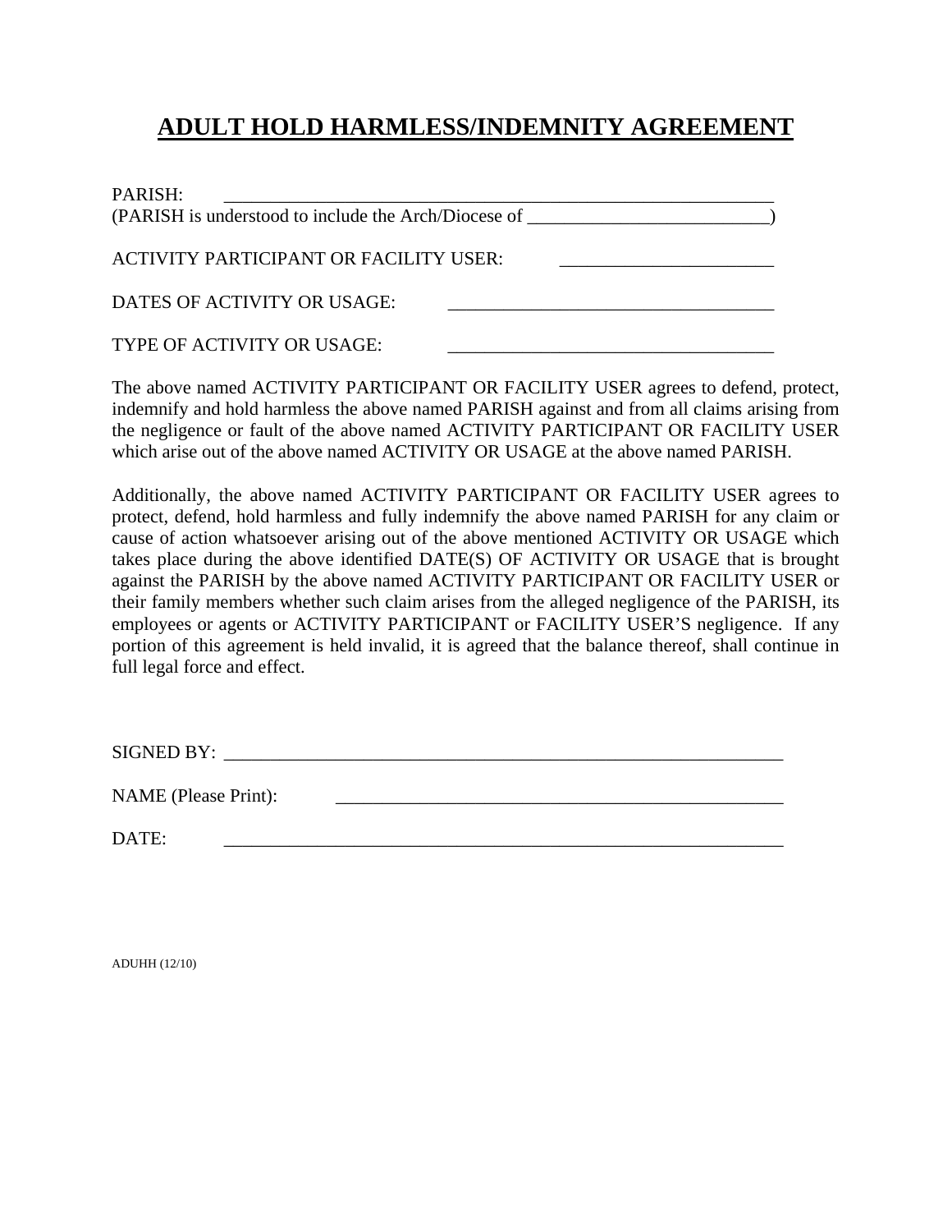# ADULT HOLD HARMLESS/INDEMNITY AGREEMENT

PARISH: _______________________________________________________________
(PARISH is understood to include the Arch/Diocese of __________________________)

ACTIVITY PARTICIPANT OR FACILITY USER: _______________________

DATES OF ACTIVITY OR USAGE: ___________________________________

TYPE OF ACTIVITY OR USAGE: ___________________________________

The above named ACTIVITY PARTICIPANT OR FACILITY USER agrees to defend, protect, indemnify and hold harmless the above named PARISH against and from all claims arising from the negligence or fault of the above named ACTIVITY PARTICIPANT OR FACILITY USER which arise out of the above named ACTIVITY OR USAGE at the above named PARISH.

Additionally, the above named ACTIVITY PARTICIPANT OR FACILITY USER agrees to protect, defend, hold harmless and fully indemnify the above named PARISH for any claim or cause of action whatsoever arising out of the above mentioned ACTIVITY OR USAGE which takes place during the above identified DATE(S) OF ACTIVITY OR USAGE that is brought against the PARISH by the above named ACTIVITY PARTICIPANT OR FACILITY USER or their family members whether such claim arises from the alleged negligence of the PARISH, its employees or agents or ACTIVITY PARTICIPANT or FACILITY USER'S negligence. If any portion of this agreement is held invalid, it is agreed that the balance thereof, shall continue in full legal force and effect.

SIGNED BY: ______________________________________________________________

NAME (Please Print): _________________________________________________

DATE: __________________________________________________________________

ADUHH (12/10)